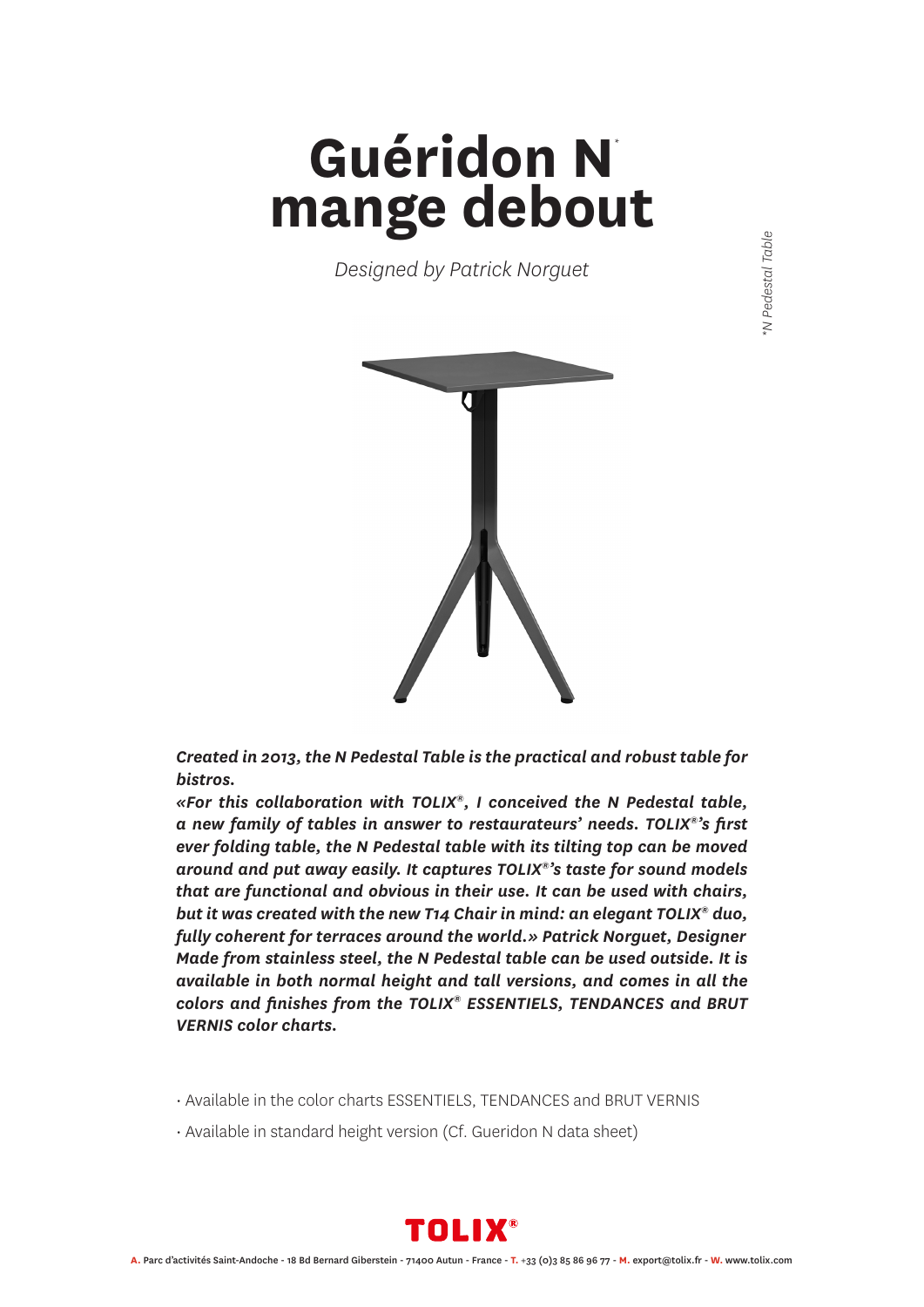# Guéridon N* mange debout

*Designed by Patrick Norguet*

**\*N Pedestal Table**

***Created in 2013, the N Pedestal Table is the practical and robust table for bistros.***
***«For this collaboration with TOLIX®, I conceived the N Pedestal table, a new family of tables in answer to restaurateurs' needs. TOLIX®'s first ever folding table, the N Pedestal table with its tilting top can be moved around and put away easily. It captures TOLIX®'s taste for sound models that are functional and obvious in their use. It can be used with chairs, but it was created with the new T14 Chair in mind: an elegant TOLIX® duo, fully coherent for terraces around the world.» Patrick Norguet, Designer***
***Made from stainless steel, the N Pedestal table can be used outside. It is available in both normal height and tall versions, and comes in all the colors and finishes from the TOLIX® ESSENTIELS, TENDANCES and BRUT VERNIS color charts.***

- Available in the color charts ESSENTIELS, TENDANCES and BRUT VERNIS
- Available in standard height version (Cf. Gueridon N data sheet)

TOLIX®

**A.** Parc d'activités Saint-Andoche - 18 Bd Bernard Giberstein - 71400 Autun - France - **T.** +33 (0)3 85 86 96 77 - **M.** export@tolix.fr - **W.** www.tolix.com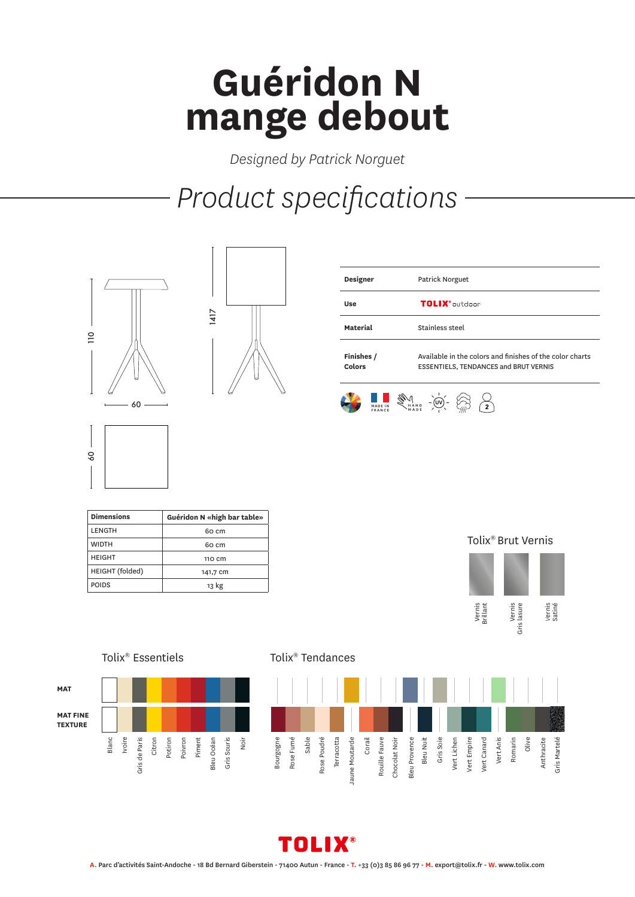# Guéridon N mange debout

*Designed by Patrick Norguet*

## Product specifications

110

60

1417

60

| | |
|---|---|
| **Designer** | Patrick Norguet |
| **Use** | TOLIX® outdoor |
| **Material** | Stainless steel |
| **Finishes / Colors** | Available in the colors and finishes of the color charts ESSENTIELS, TENDANCES and BRUT VERNIS |

MADE IN FRANCE

HAND MADE

UV

2

| Dimensions | Guéridon N «high bar table» |
|---|---|
| LENGTH | 60 cm |
| WIDTH | 60 cm |
| HEIGHT | 110 cm |
| HEIGHT (folded) | 141,7 cm |
| POIDS | 13 kg |

### Tolix® Brut Vernis

Vernis Brillant
Vernis Gris lasure
Vernis Satiné

### Tolix® Essentiels

MAT

MAT FINE TEXTURE

Blanc
Ivoire
Gris de Paris
Citron
Potiron
Poivron
Piment
Bleu Océan
Gris Souris
Noir

### Tolix® Tendances

Bourgogne
Rose Fumé
Sable
Rose Poudré
Terracotta
Jaune Moutarde
Corail
Rouille Fauve
Chocolat Noir
Bleu Provence
Bleu Nuit
Gris Soie
Vert Lichen
Vert Empire
Vert Canard
Vert Anis
Romarin
Olive
Anthracite
Gris Martelé

TOLIX®

**A.** Parc d'activités Saint-Andoche - 18 Bd Bernard Giberstein - 71400 Autun - France - **T.** +33 (0)3 85 86 96 77 - **M.** export@tolix.fr - **W.** www.tolix.com